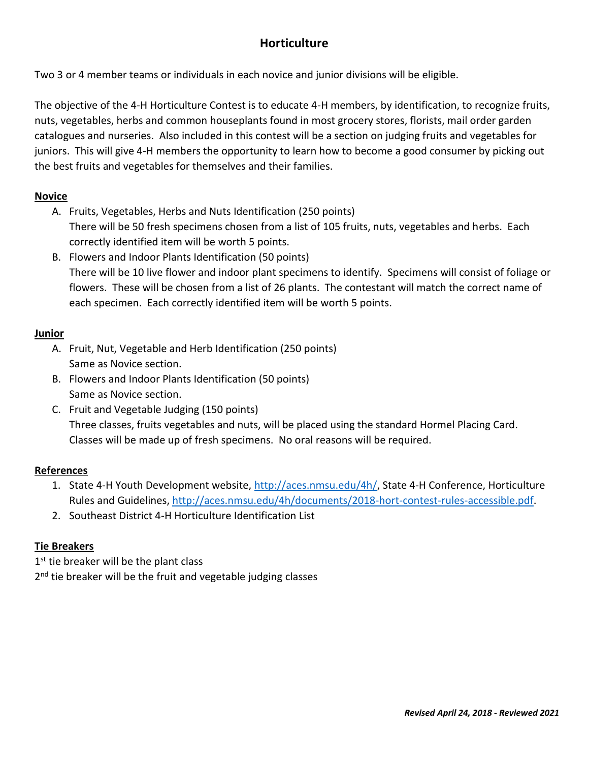# Horticulture

Two 3 or 4 member teams or individuals in each novice and junior divisions will be eligible.

The objective of the 4-H Horticulture Contest is to educate 4-H members, by identification, to recognize fruits, nuts, vegetables, herbs and common houseplants found in most grocery stores, florists, mail order garden catalogues and nurseries. Also included in this contest will be a section on judging fruits and vegetables for juniors. This will give 4-H members the opportunity to learn how to become a good consumer by picking out the best fruits and vegetables for themselves and their families.

## Novice

A. Fruits, Vegetables, Herbs and Nuts Identification (250 points)
   There will be 50 fresh specimens chosen from a list of 105 fruits, nuts, vegetables and herbs. Each correctly identified item will be worth 5 points.
B. Flowers and Indoor Plants Identification (50 points)
   There will be 10 live flower and indoor plant specimens to identify. Specimens will consist of foliage or flowers. These will be chosen from a list of 26 plants. The contestant will match the correct name of each specimen. Each correctly identified item will be worth 5 points.

## Junior

A. Fruit, Nut, Vegetable and Herb Identification (250 points)
   Same as Novice section.
B. Flowers and Indoor Plants Identification (50 points)
   Same as Novice section.
C. Fruit and Vegetable Judging (150 points)
   Three classes, fruits vegetables and nuts, will be placed using the standard Hormel Placing Card. Classes will be made up of fresh specimens. No oral reasons will be required.

## References

1. State 4-H Youth Development website, [http://aces.nmsu.edu/4h/](http://aces.nmsu.edu/4h/), State 4-H Conference, Horticulture Rules and Guidelines, [http://aces.nmsu.edu/4h/documents/2018-hort-contest-rules-accessible.pdf](http://aces.nmsu.edu/4h/documents/2018-hort-contest-rules-accessible.pdf).
2. Southeast District 4-H Horticulture Identification List

## Tie Breakers

1st tie breaker will be the plant class

2nd tie breaker will be the fruit and vegetable judging classes

***Revised April 24, 2018 - Reviewed 2021***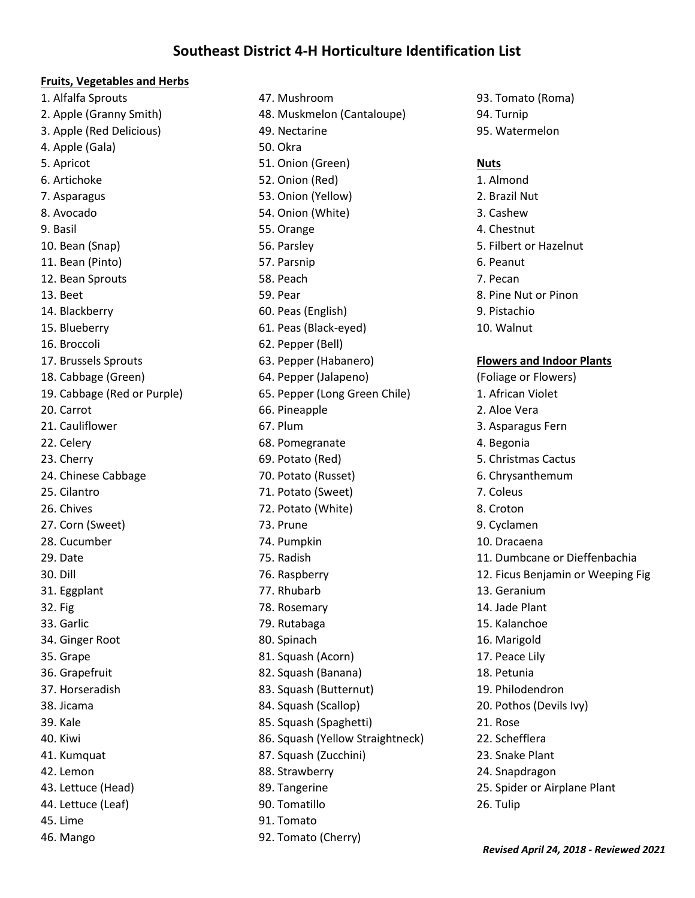# Southeast District 4-H Horticulture Identification List

**Fruits, Vegetables and Herbs**

1. Alfalfa Sprouts
2. Apple (Granny Smith)
3. Apple (Red Delicious)
4. Apple (Gala)
5. Apricot
6. Artichoke
7. Asparagus
8. Avocado
9. Basil
10. Bean (Snap)
11. Bean (Pinto)
12. Bean Sprouts
13. Beet
14. Blackberry
15. Blueberry
16. Broccoli
17. Brussels Sprouts
18. Cabbage (Green)
19. Cabbage (Red or Purple)
20. Carrot
21. Cauliflower
22. Celery
23. Cherry
24. Chinese Cabbage
25. Cilantro
26. Chives
27. Corn (Sweet)
28. Cucumber
29. Date
30. Dill
31. Eggplant
32. Fig
33. Garlic
34. Ginger Root
35. Grape
36. Grapefruit
37. Horseradish
38. Jicama
39. Kale
40. Kiwi
41. Kumquat
42. Lemon
43. Lettuce (Head)
44. Lettuce (Leaf)
45. Lime
46. Mango
47. Mushroom
48. Muskmelon (Cantaloupe)
49. Nectarine
50. Okra
51. Onion (Green)
52. Onion (Red)
53. Onion (Yellow)
54. Onion (White)
55. Orange
56. Parsley
57. Parsnip
58. Peach
59. Pear
60. Peas (English)
61. Peas (Black-eyed)
62. Pepper (Bell)
63. Pepper (Habanero)
64. Pepper (Jalapeno)
65. Pepper (Long Green Chile)
66. Pineapple
67. Plum
68. Pomegranate
69. Potato (Red)
70. Potato (Russet)
71. Potato (Sweet)
72. Potato (White)
73. Prune
74. Pumpkin
75. Radish
76. Raspberry
77. Rhubarb
78. Rosemary
79. Rutabaga
80. Spinach
81. Squash (Acorn)
82. Squash (Banana)
83. Squash (Butternut)
84. Squash (Scallop)
85. Squash (Spaghetti)
86. Squash (Yellow Straightneck)
87. Squash (Zucchini)
88. Strawberry
89. Tangerine
90. Tomatillo
91. Tomato
92. Tomato (Cherry)
93. Tomato (Roma)
94. Turnip
95. Watermelon

**Nuts**

1. Almond
2. Brazil Nut
3. Cashew
4. Chestnut
5. Filbert or Hazelnut
6. Peanut
7. Pecan
8. Pine Nut or Pinon
9. Pistachio
10. Walnut

**Flowers and Indoor Plants**

(Foliage or Flowers)

1. African Violet
2. Aloe Vera
3. Asparagus Fern
4. Begonia
5. Christmas Cactus
6. Chrysanthemum
7. Coleus
8. Croton
9. Cyclamen
10. Dracaena
11. Dumbcane or Dieffenbachia
12. Ficus Benjamin or Weeping Fig
13. Geranium
14. Jade Plant
15. Kalanchoe
16. Marigold
17. Peace Lily
18. Petunia
19. Philodendron
20. Pothos (Devils Ivy)
21. Rose
22. Schefflera
23. Snake Plant
24. Snapdragon
25. Spider or Airplane Plant
26. Tulip

***Revised April 24, 2018 - Reviewed 2021***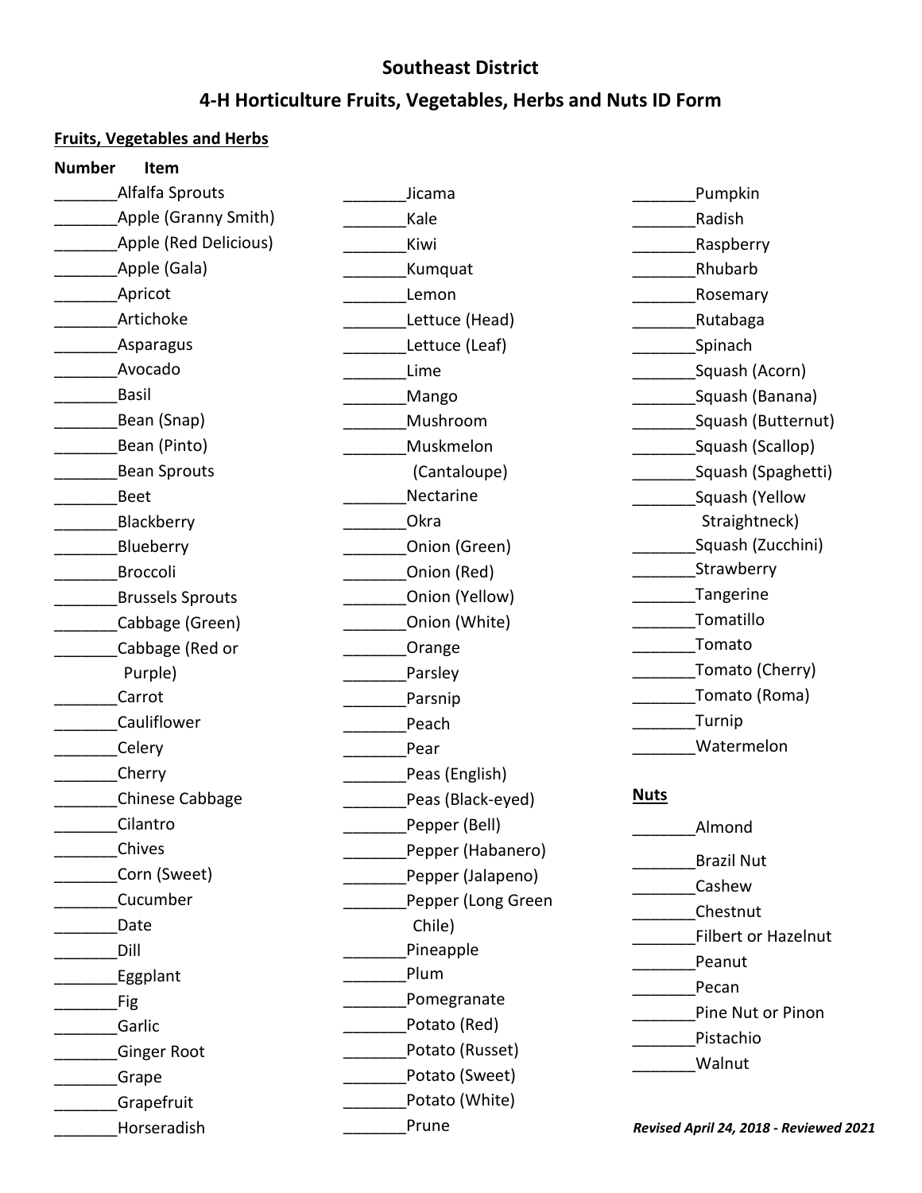# Southeast District

## 4-H Horticulture Fruits, Vegetables, Herbs and Nuts ID Form

### Fruits, Vegetables and Herbs

**Number Item**

_______Alfalfa Sprouts
_______Apple (Granny Smith)
_______Apple (Red Delicious)
_______Apple (Gala)
_______Apricot
_______Artichoke
_______Asparagus
_______Avocado
_______Basil
_______Bean (Snap)
_______Bean (Pinto)
_______Bean Sprouts
_______Beet
_______Blackberry
_______Blueberry
_______Broccoli
_______Brussels Sprouts
_______Cabbage (Green)
_______Cabbage (Red or Purple)
_______Carrot
_______Cauliflower
_______Celery
_______Cherry
_______Chinese Cabbage
_______Cilantro
_______Chives
_______Corn (Sweet)
_______Cucumber
_______Date
_______Dill
_______Eggplant
_______Fig
_______Garlic
_______Ginger Root
_______Grape
_______Grapefruit
_______Horseradish
_______Jicama
_______Kale
_______Kiwi
_______Kumquat
_______Lemon
_______Lettuce (Head)
_______Lettuce (Leaf)
_______Lime
_______Mango
_______Mushroom
_______Muskmelon (Cantaloupe)
_______Nectarine
_______Okra
_______Onion (Green)
_______Onion (Red)
_______Onion (Yellow)
_______Onion (White)
_______Orange
_______Parsley
_______Parsnip
_______Peach
_______Pear
_______Peas (English)
_______Peas (Black-eyed)
_______Pepper (Bell)
_______Pepper (Habanero)
_______Pepper (Jalapeno)
_______Pepper (Long Green Chile)
_______Pineapple
_______Plum
_______Pomegranate
_______Potato (Red)
_______Potato (Russet)
_______Potato (Sweet)
_______Potato (White)
_______Prune
_______Pumpkin
_______Radish
_______Raspberry
_______Rhubarb
_______Rosemary
_______Rutabaga
_______Spinach
_______Squash (Acorn)
_______Squash (Banana)
_______Squash (Butternut)
_______Squash (Scallop)
_______Squash (Spaghetti)
_______Squash (Yellow Straightneck)
_______Squash (Zucchini)
_______Strawberry
_______Tangerine
_______Tomatillo
_______Tomato
_______Tomato (Cherry)
_______Tomato (Roma)
_______Turnip
_______Watermelon

### Nuts

_______Almond
_______Brazil Nut
_______Cashew
_______Chestnut
_______Filbert or Hazelnut
_______Peanut
_______Pecan
_______Pine Nut or Pinon
_______Pistachio
_______Walnut

***Revised April 24, 2018 - Reviewed 2021***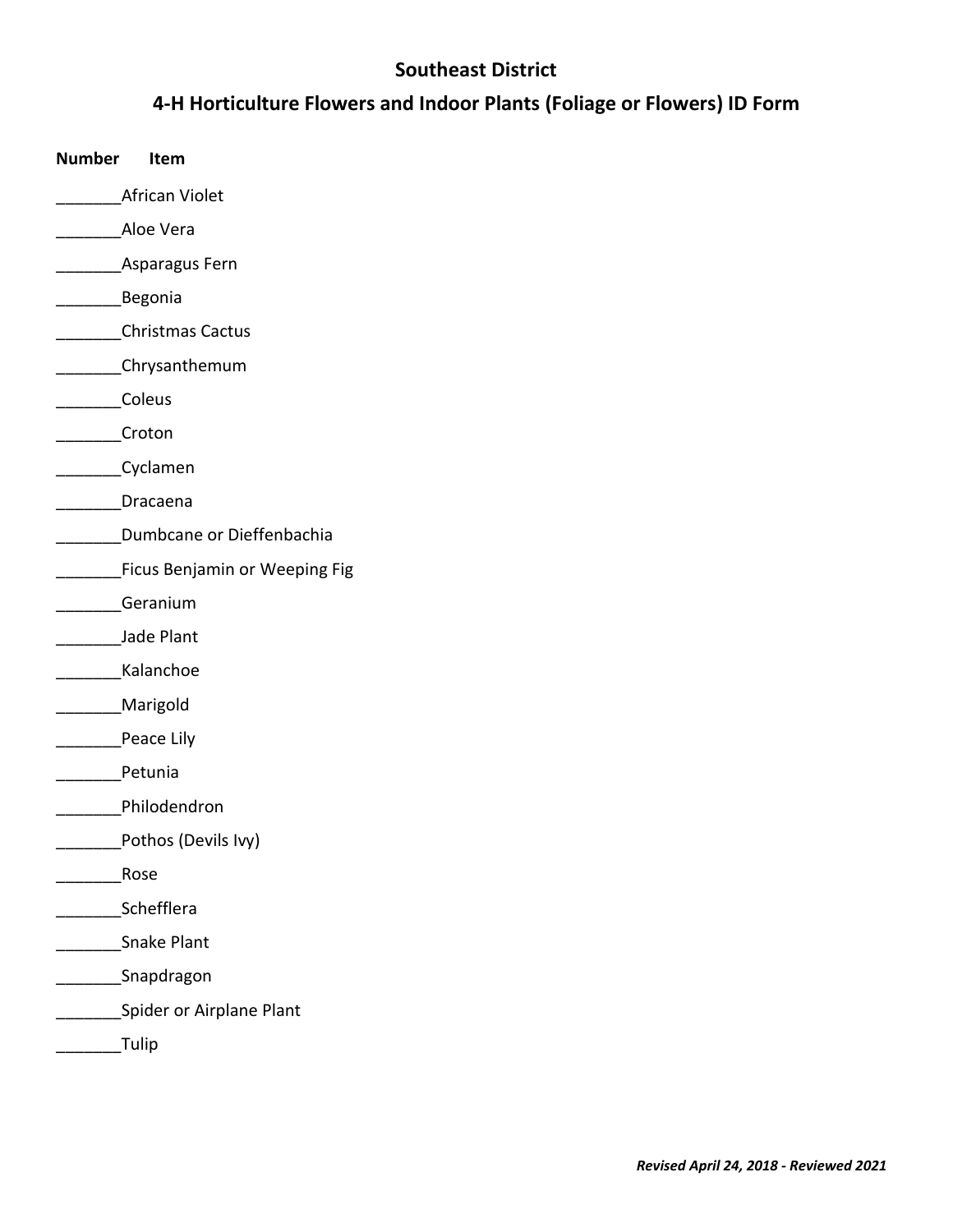# Southeast District

## 4-H Horticulture Flowers and Indoor Plants (Foliage or Flowers) ID Form

**Number Item**

_______African Violet

_______Aloe Vera

_______Asparagus Fern

_______Begonia

_______Christmas Cactus

_______Chrysanthemum

_______Coleus

_______Croton

_______Cyclamen

_______Dracaena

_______Dumbcane or Dieffenbachia

_______Ficus Benjamin or Weeping Fig

_______Geranium

_______Jade Plant

_______Kalanchoe

_______Marigold

_______Peace Lily

_______Petunia

_______Philodendron

_______Pothos (Devils Ivy)

_______Rose

_______Schefflera

_______Snake Plant

_______Snapdragon

_______Spider or Airplane Plant

_______Tulip

***Revised April 24, 2018 - Reviewed 2021***